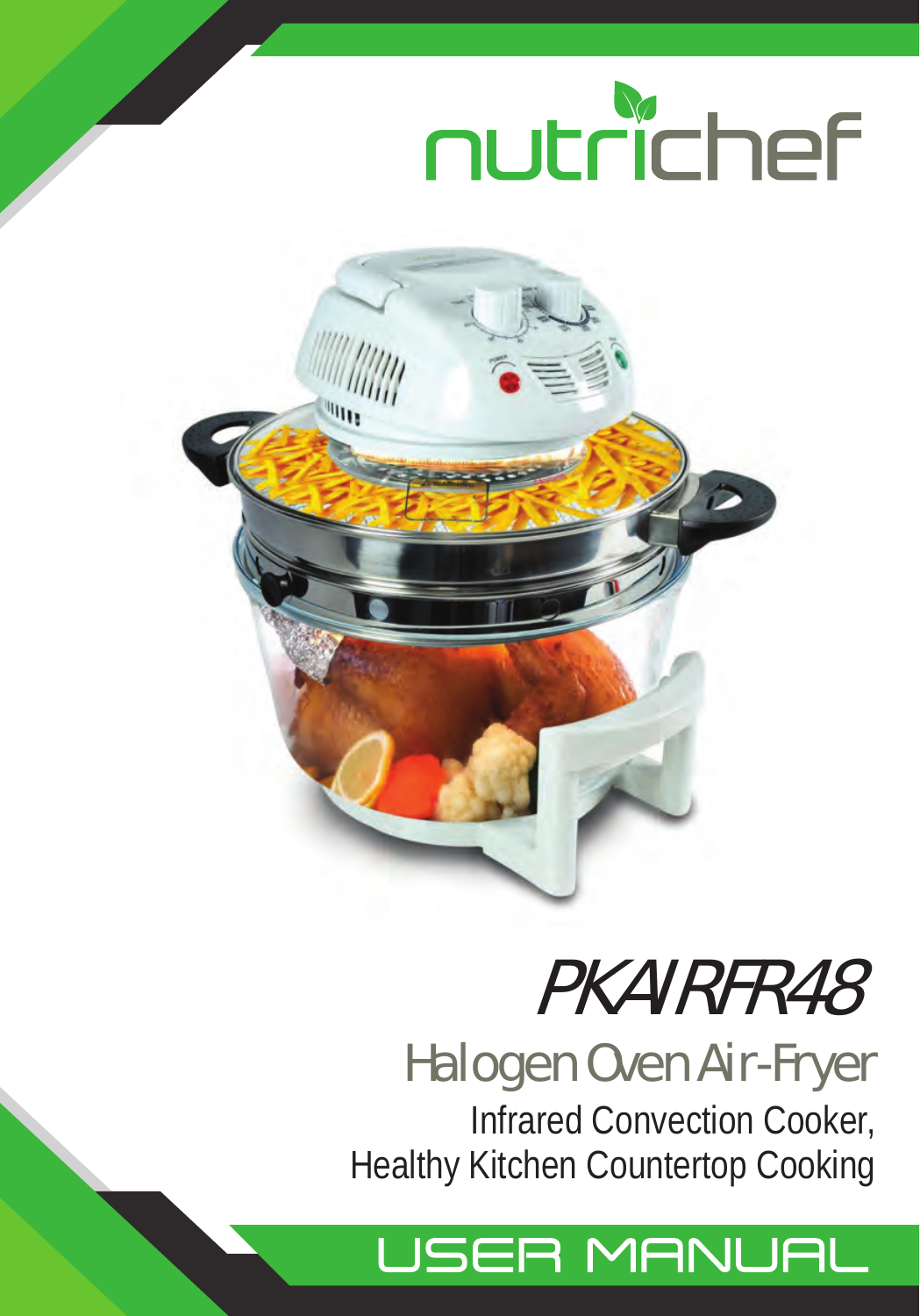nutrichef

# PKAIRFR48

## Halogen Oven Air-Fryer

Infrared Convection Cooker,
Healthy Kitchen Countertop Cooking

## USER MANUAL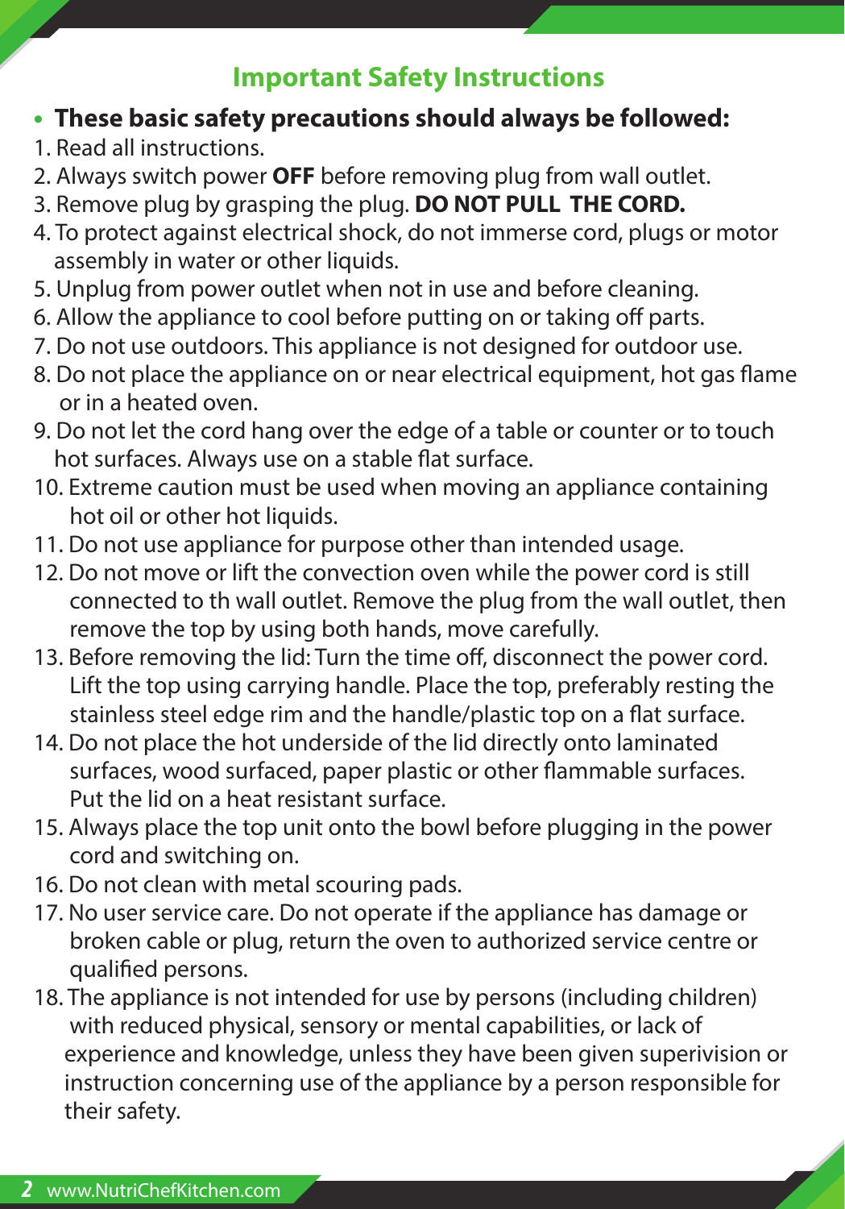## Important Safety Instructions

- **These basic safety precautions should always be followed:**

1. Read all instructions.
2. Always switch power **OFF** before removing plug from wall outlet.
3. Remove plug by grasping the plug. **DO NOT PULL THE CORD.**
4. To protect against electrical shock, do not immerse cord, plugs or motor assembly in water or other liquids.
5. Unplug from power outlet when not in use and before cleaning.
6. Allow the appliance to cool before putting on or taking off parts.
7. Do not use outdoors. This appliance is not designed for outdoor use.
8. Do not place the appliance on or near electrical equipment, hot gas flame or in a heated oven.
9. Do not let the cord hang over the edge of a table or counter or to touch hot surfaces. Always use on a stable flat surface.
10. Extreme caution must be used when moving an appliance containing hot oil or other hot liquids.
11. Do not use appliance for purpose other than intended usage.
12. Do not move or lift the convection oven while the power cord is still connected to th wall outlet. Remove the plug from the wall outlet, then remove the top by using both hands, move carefully.
13. Before removing the lid: Turn the time off, disconnect the power cord. Lift the top using carrying handle. Place the top, preferably resting the stainless steel edge rim and the handle/plastic top on a flat surface.
14. Do not place the hot underside of the lid directly onto laminated surfaces, wood surfaced, paper plastic or other flammable surfaces. Put the lid on a heat resistant surface.
15. Always place the top unit onto the bowl before plugging in the power cord and switching on.
16. Do not clean with metal scouring pads.
17. No user service care. Do not operate if the appliance has damage or broken cable or plug, return the oven to authorized service centre or qualified persons.
18. The appliance is not intended for use by persons (including children) with reduced physical, sensory or mental capabilities, or lack of experience and knowledge, unless they have been given superivision or instruction concerning use of the appliance by a person responsible for their safety.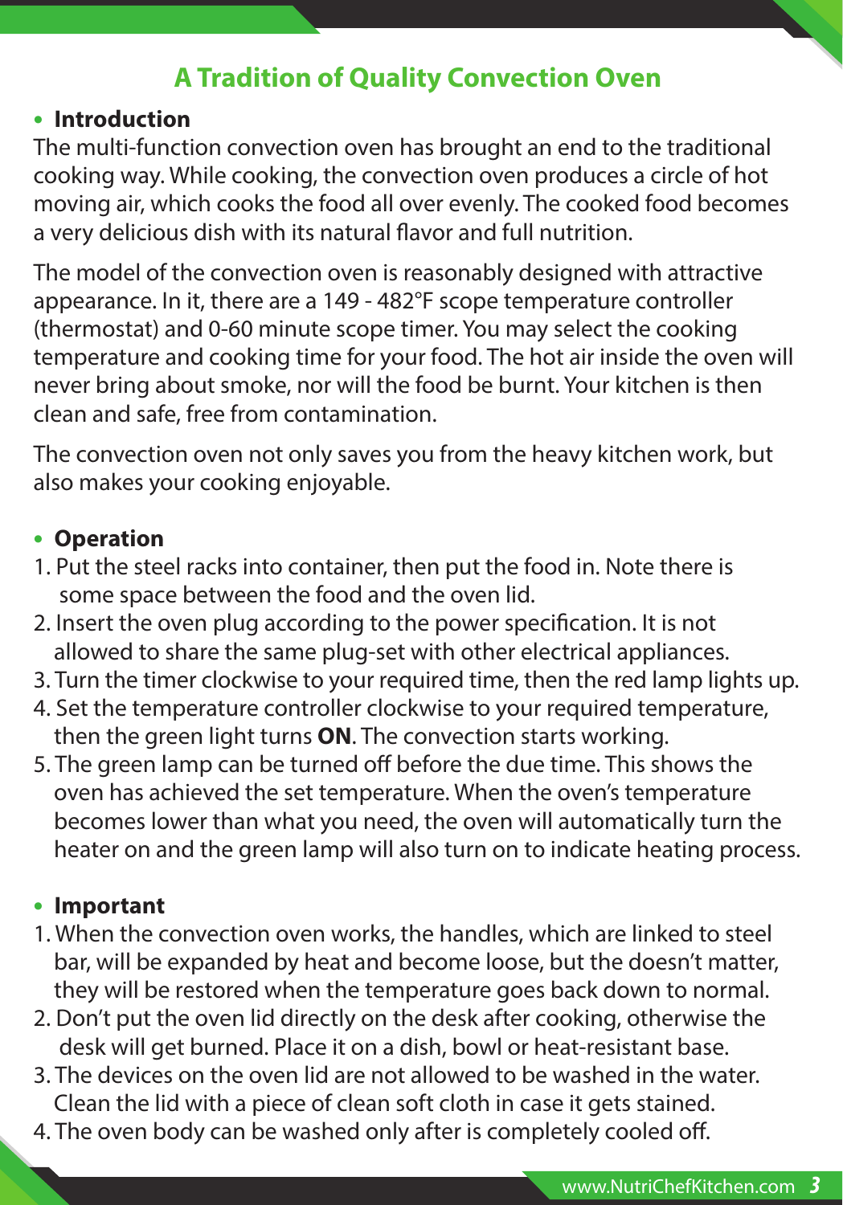# A Tradition of Quality Convection Oven

- **Introduction**

The multi-function convection oven has brought an end to the traditional cooking way. While cooking, the convection oven produces a circle of hot moving air, which cooks the food all over evenly. The cooked food becomes a very delicious dish with its natural flavor and full nutrition.

The model of the convection oven is reasonably designed with attractive appearance. In it, there are a 149 - 482°F scope temperature controller (thermostat) and 0-60 minute scope timer. You may select the cooking temperature and cooking time for your food. The hot air inside the oven will never bring about smoke, nor will the food be burnt. Your kitchen is then clean and safe, free from contamination.

The convection oven not only saves you from the heavy kitchen work, but also makes your cooking enjoyable.

- **Operation**

1. Put the steel racks into container, then put the food in. Note there is some space between the food and the oven lid.
2. Insert the oven plug according to the power specification. It is not allowed to share the same plug-set with other electrical appliances.
3. Turn the timer clockwise to your required time, then the red lamp lights up.
4. Set the temperature controller clockwise to your required temperature, then the green light turns **ON**. The convection starts working.
5. The green lamp can be turned off before the due time. This shows the oven has achieved the set temperature. When the oven's temperature becomes lower than what you need, the oven will automatically turn the heater on and the green lamp will also turn on to indicate heating process.

- **Important**

1. When the convection oven works, the handles, which are linked to steel bar, will be expanded by heat and become loose, but the doesn't matter, they will be restored when the temperature goes back down to normal.
2. Don't put the oven lid directly on the desk after cooking, otherwise the desk will get burned. Place it on a dish, bowl or heat-resistant base.
3. The devices on the oven lid are not allowed to be washed in the water. Clean the lid with a piece of clean soft cloth in case it gets stained.
4. The oven body can be washed only after is completely cooled off.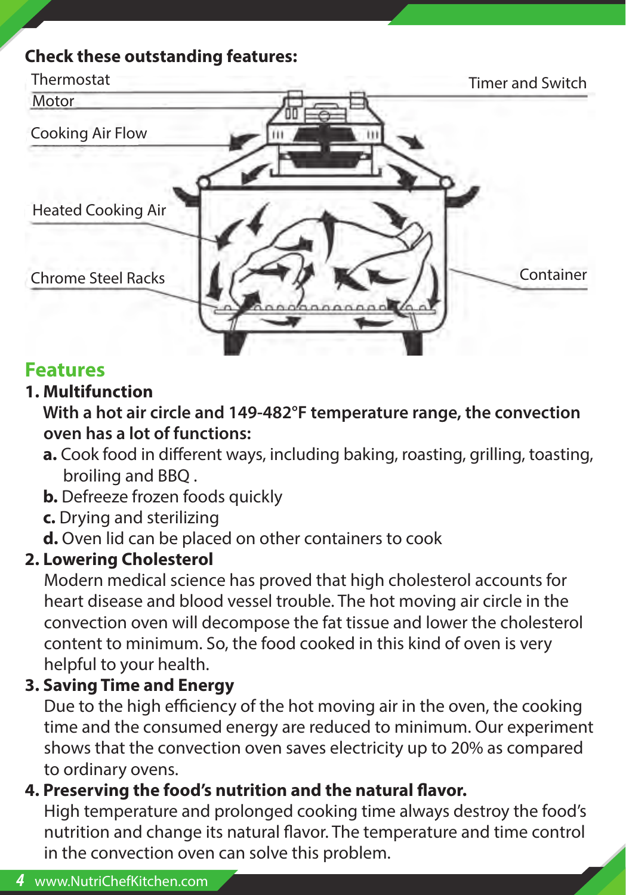**Check these outstanding features:**

Thermostat

Motor

Cooking Air Flow

Heated Cooking Air

Chrome Steel Racks

Timer and Switch

Container

## Features

### 1. Multifunction

**With a hot air circle and 149-482°F temperature range, the convection oven has a lot of functions:**

- **a.** Cook food in different ways, including baking, roasting, grilling, toasting, broiling and BBQ .
- **b.** Defreeze frozen foods quickly
- **c.** Drying and sterilizing
- **d.** Oven lid can be placed on other containers to cook

### 2. Lowering Cholesterol

Modern medical science has proved that high cholesterol accounts for heart disease and blood vessel trouble. The hot moving air circle in the convection oven will decompose the fat tissue and lower the cholesterol content to minimum. So, the food cooked in this kind of oven is very helpful to your health.

### 3. Saving Time and Energy

Due to the high efficiency of the hot moving air in the oven, the cooking time and the consumed energy are reduced to minimum. Our experiment shows that the convection oven saves electricity up to 20% as compared to ordinary ovens.

### 4. Preserving the food's nutrition and the natural flavor.

High temperature and prolonged cooking time always destroy the food's nutrition and change its natural flavor. The temperature and time control in the convection oven can solve this problem.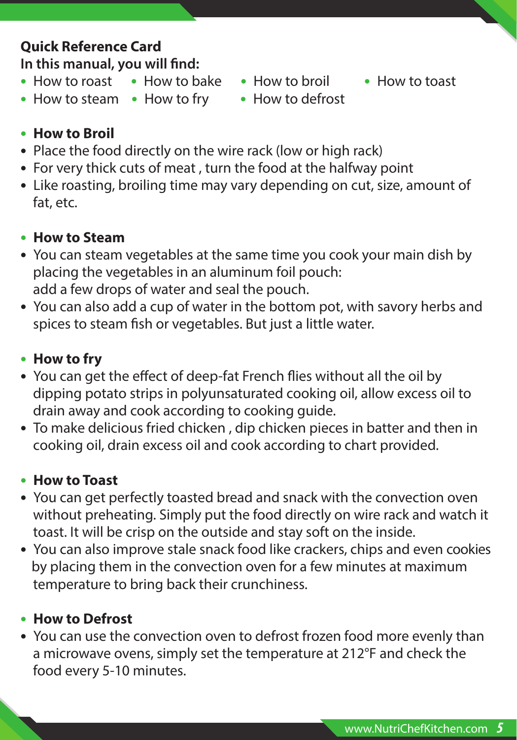**Quick Reference Card**
**In this manual, you will find:**

- How to roast
- How to bake
- How to broil
- How to toast
- How to steam
- How to fry
- How to defrost

- **How to Broil**
- Place the food directly on the wire rack (low or high rack)
- For very thick cuts of meat , turn the food at the halfway point
- Like roasting, broiling time may vary depending on cut, size, amount of fat, etc.

- **How to Steam**
- You can steam vegetables at the same time you cook your main dish by placing the vegetables in an aluminum foil pouch: add a few drops of water and seal the pouch.
- You can also add a cup of water in the bottom pot, with savory herbs and spices to steam fish or vegetables. But just a little water.

- **How to fry**
- You can get the effect of deep-fat French flies without all the oil by dipping potato strips in polyunsaturated cooking oil, allow excess oil to drain away and cook according to cooking guide.
- To make delicious fried chicken , dip chicken pieces in batter and then in cooking oil, drain excess oil and cook according to chart provided.

- **How to Toast**
- You can get perfectly toasted bread and snack with the convection oven without preheating. Simply put the food directly on wire rack and watch it toast. It will be crisp on the outside and stay soft on the inside.
- You can also improve stale snack food like crackers, chips and even cookies by placing them in the convection oven for a few minutes at maximum temperature to bring back their crunchiness.

- **How to Defrost**
- You can use the convection oven to defrost frozen food more evenly than a microwave ovens, simply set the temperature at 212°F and check the food every 5-10 minutes.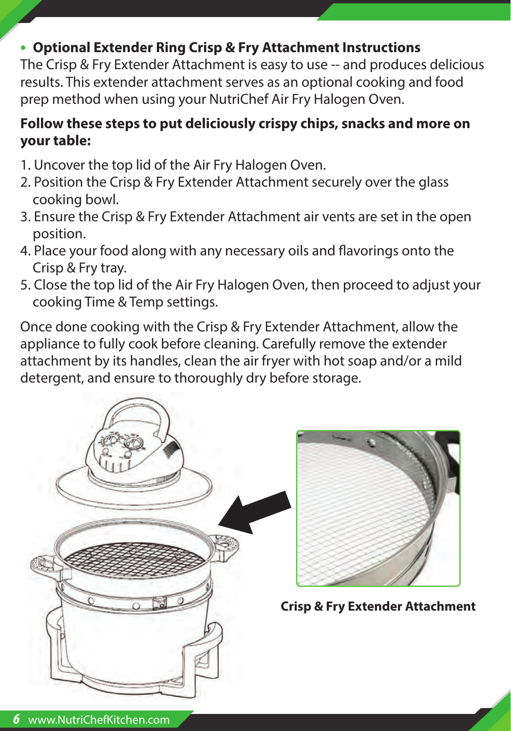- **Optional Extender Ring Crisp & Fry Attachment Instructions**

The Crisp & Fry Extender Attachment is easy to use -- and produces delicious results. This extender attachment serves as an optional cooking and food prep method when using your NutriChef Air Fry Halogen Oven.

**Follow these steps to put deliciously crispy chips, snacks and more on your table:**

1. Uncover the top lid of the Air Fry Halogen Oven.
2. Position the Crisp & Fry Extender Attachment securely over the glass cooking bowl.
3. Ensure the Crisp & Fry Extender Attachment air vents are set in the open position.
4. Place your food along with any necessary oils and flavorings onto the Crisp & Fry tray.
5. Close the top lid of the Air Fry Halogen Oven, then proceed to adjust your cooking Time & Temp settings.

Once done cooking with the Crisp & Fry Extender Attachment, allow the appliance to fully cook before cleaning. Carefully remove the extender attachment by its handles, clean the air fryer with hot soap and/or a mild detergent, and ensure to thoroughly dry before storage.

**Crisp & Fry Extender Attachment**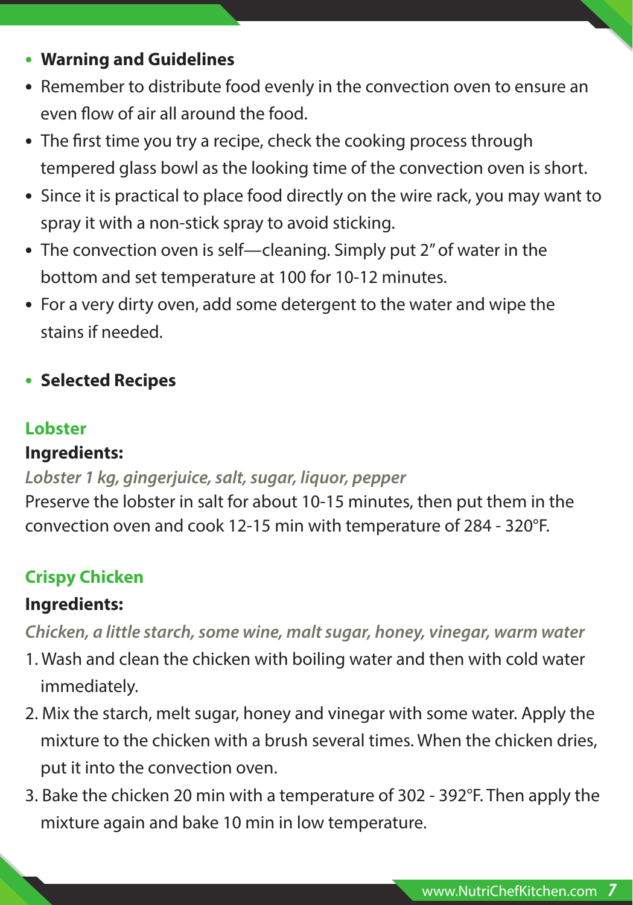- **Warning and Guidelines**
- Remember to distribute food evenly in the convection oven to ensure an even flow of air all around the food.
- The first time you try a recipe, check the cooking process through tempered glass bowl as the looking time of the convection oven is short.
- Since it is practical to place food directly on the wire rack, you may want to spray it with a non-stick spray to avoid sticking.
- The convection oven is self—cleaning. Simply put 2" of water in the bottom and set temperature at 100 for 10-12 minutes.
- For a very dirty oven, add some detergent to the water and wipe the stains if needed.

- **Selected Recipes**

### Lobster

**Ingredients:**

*Lobster 1 kg, gingerjuice, salt, sugar, liquor, pepper*

Preserve the lobster in salt for about 10-15 minutes, then put them in the convection oven and cook 12-15 min with temperature of 284 - 320°F.

### Crispy Chicken

**Ingredients:**

*Chicken, a little starch, some wine, malt sugar, honey, vinegar, warm water*

1. Wash and clean the chicken with boiling water and then with cold water immediately.
2. Mix the starch, melt sugar, honey and vinegar with some water. Apply the mixture to the chicken with a brush several times. When the chicken dries, put it into the convection oven.
3. Bake the chicken 20 min with a temperature of 302 - 392°F. Then apply the mixture again and bake 10 min in low temperature.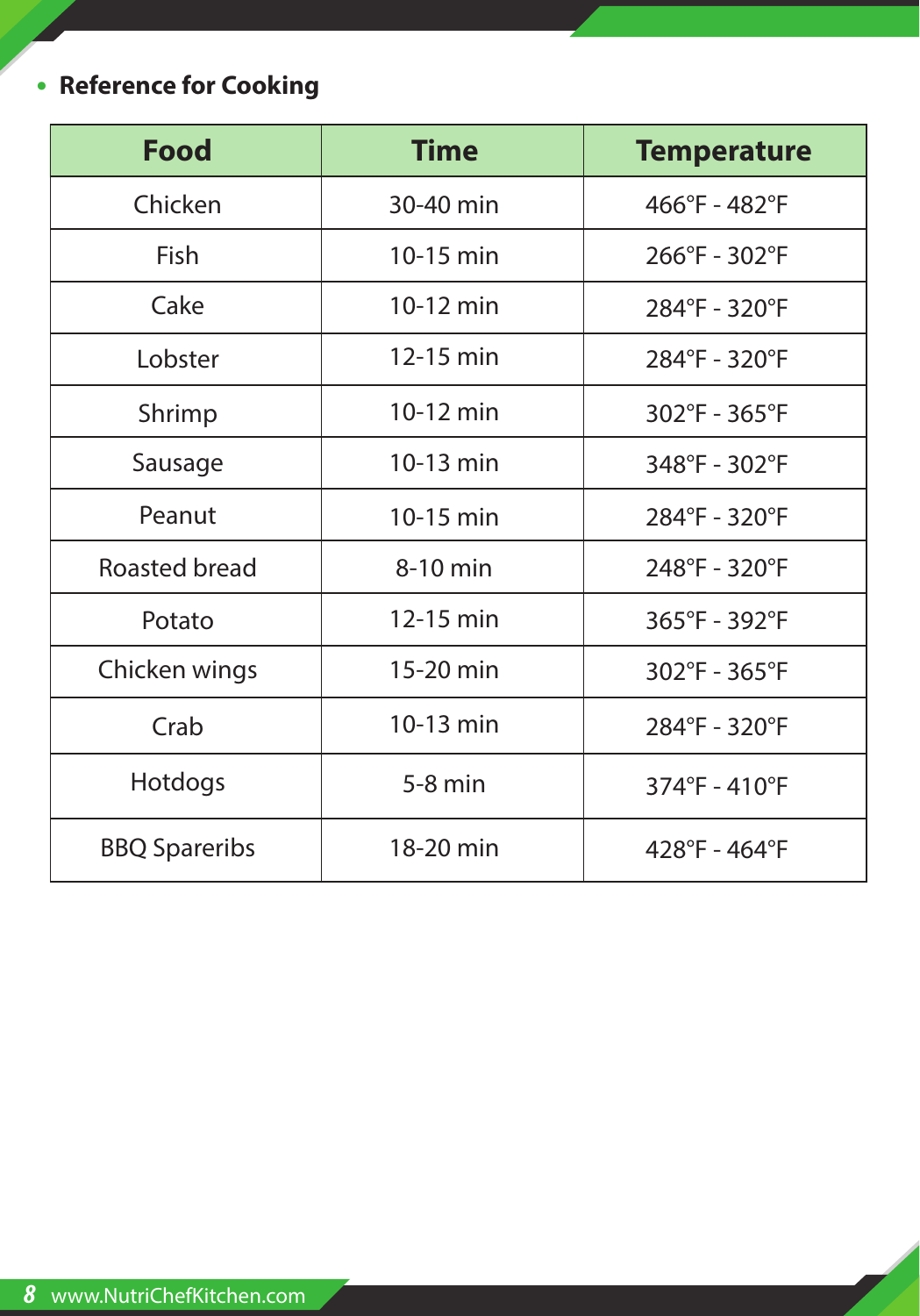- **Reference for Cooking**

| Food | Time | Temperature |
|---|---|---|
| Chicken | 30-40 min | 466°F - 482°F |
| Fish | 10-15 min | 266°F - 302°F |
| Cake | 10-12 min | 284°F - 320°F |
| Lobster | 12-15 min | 284°F - 320°F |
| Shrimp | 10-12 min | 302°F - 365°F |
| Sausage | 10-13 min | 348°F - 302°F |
| Peanut | 10-15 min | 284°F - 320°F |
| Roasted bread | 8-10 min | 248°F - 320°F |
| Potato | 12-15 min | 365°F - 392°F |
| Chicken wings | 15-20 min | 302°F - 365°F |
| Crab | 10-13 min | 284°F - 320°F |
| Hotdogs | 5-8 min | 374°F - 410°F |
| BBQ Spareribs | 18-20 min | 428°F - 464°F |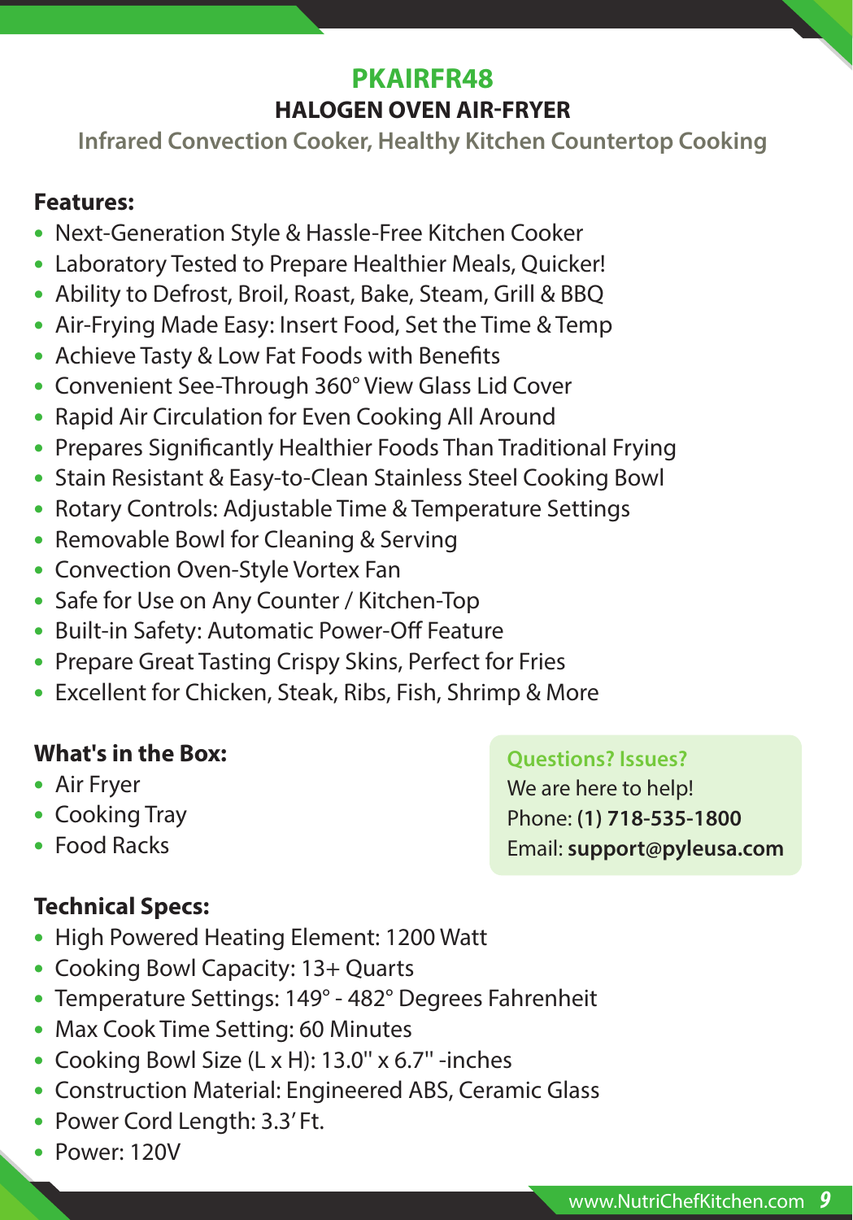# PKAIRFR48

## HALOGEN OVEN AIR-FRYER

### Infrared Convection Cooker, Healthy Kitchen Countertop Cooking

**Features:**

- Next-Generation Style & Hassle-Free Kitchen Cooker
- Laboratory Tested to Prepare Healthier Meals, Quicker!
- Ability to Defrost, Broil, Roast, Bake, Steam, Grill & BBQ
- Air-Frying Made Easy: Insert Food, Set the Time & Temp
- Achieve Tasty & Low Fat Foods with Benefits
- Convenient See-Through 360° View Glass Lid Cover
- Rapid Air Circulation for Even Cooking All Around
- Prepares Significantly Healthier Foods Than Traditional Frying
- Stain Resistant & Easy-to-Clean Stainless Steel Cooking Bowl
- Rotary Controls: Adjustable Time & Temperature Settings
- Removable Bowl for Cleaning & Serving
- Convection Oven-Style Vortex Fan
- Safe for Use on Any Counter / Kitchen-Top
- Built-in Safety: Automatic Power-Off Feature
- Prepare Great Tasting Crispy Skins, Perfect for Fries
- Excellent for Chicken, Steak, Ribs, Fish, Shrimp & More

**What's in the Box:**

- Air Fryer
- Cooking Tray
- Food Racks

**Questions? Issues?**
We are here to help!
Phone: **(1) 718-535-1800**
Email: **support@pyleusa.com**

**Technical Specs:**

- High Powered Heating Element: 1200 Watt
- Cooking Bowl Capacity: 13+ Quarts
- Temperature Settings: 149° - 482° Degrees Fahrenheit
- Max Cook Time Setting: 60 Minutes
- Cooking Bowl Size (L x H): 13.0'' x 6.7'' -inches
- Construction Material: Engineered ABS, Ceramic Glass
- Power Cord Length: 3.3' Ft.
- Power: 120V

www.NutriChefKitchen.com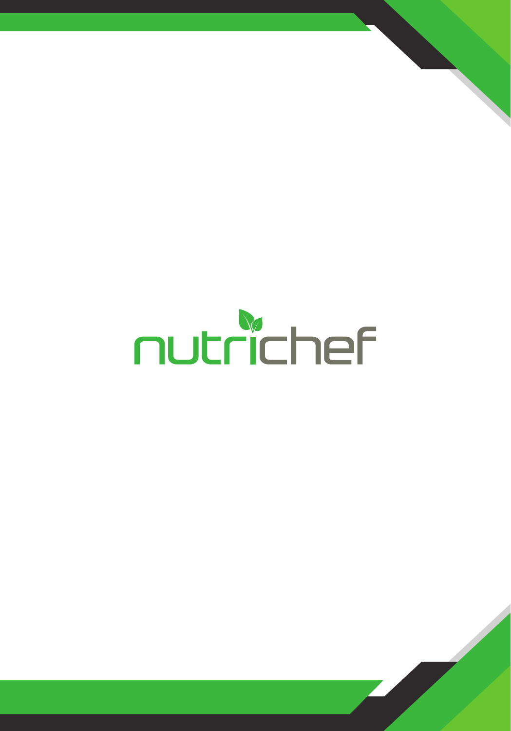nutrichef